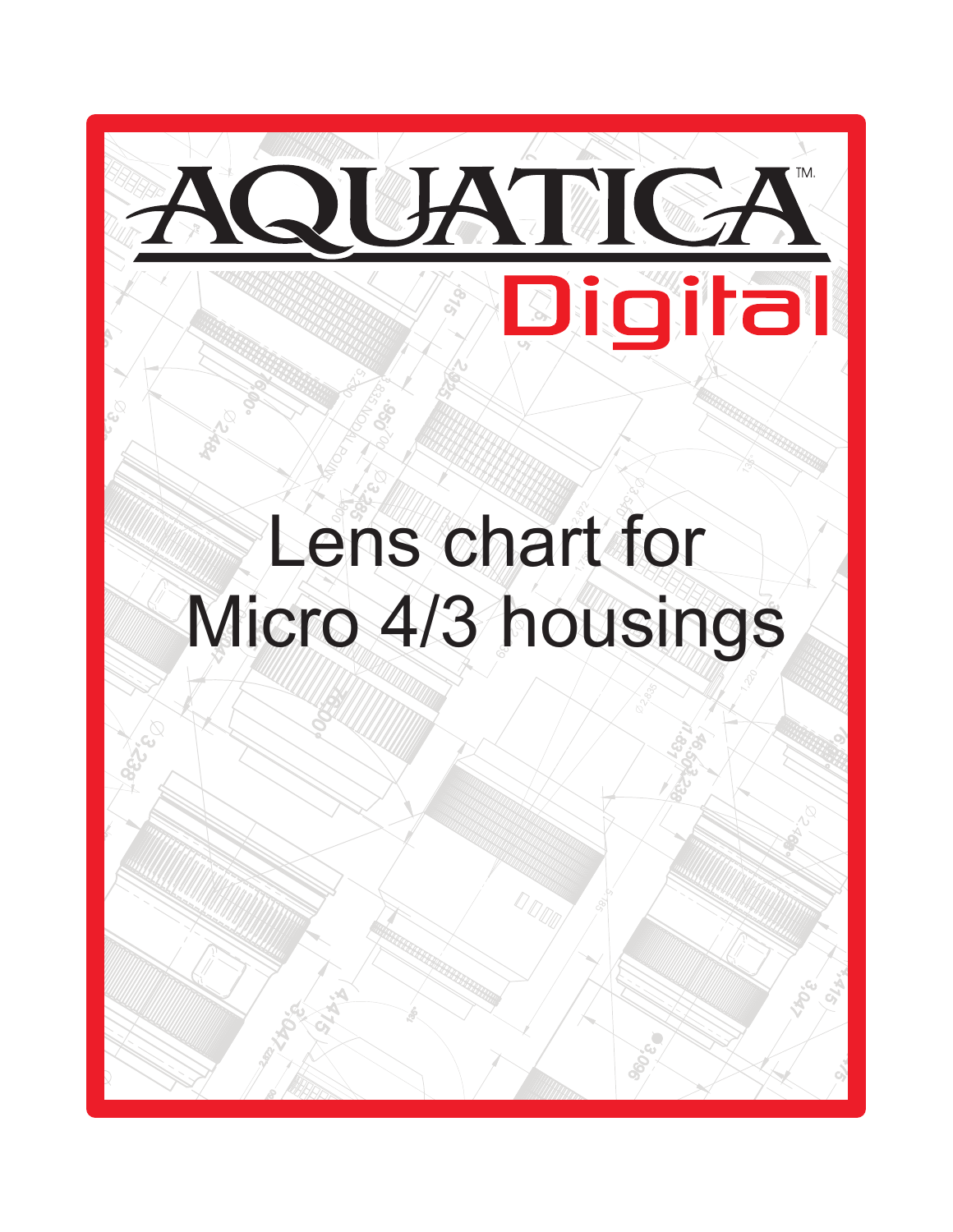# AQUATICA™

## Digital

# Lens chart for Micro 4/3 housings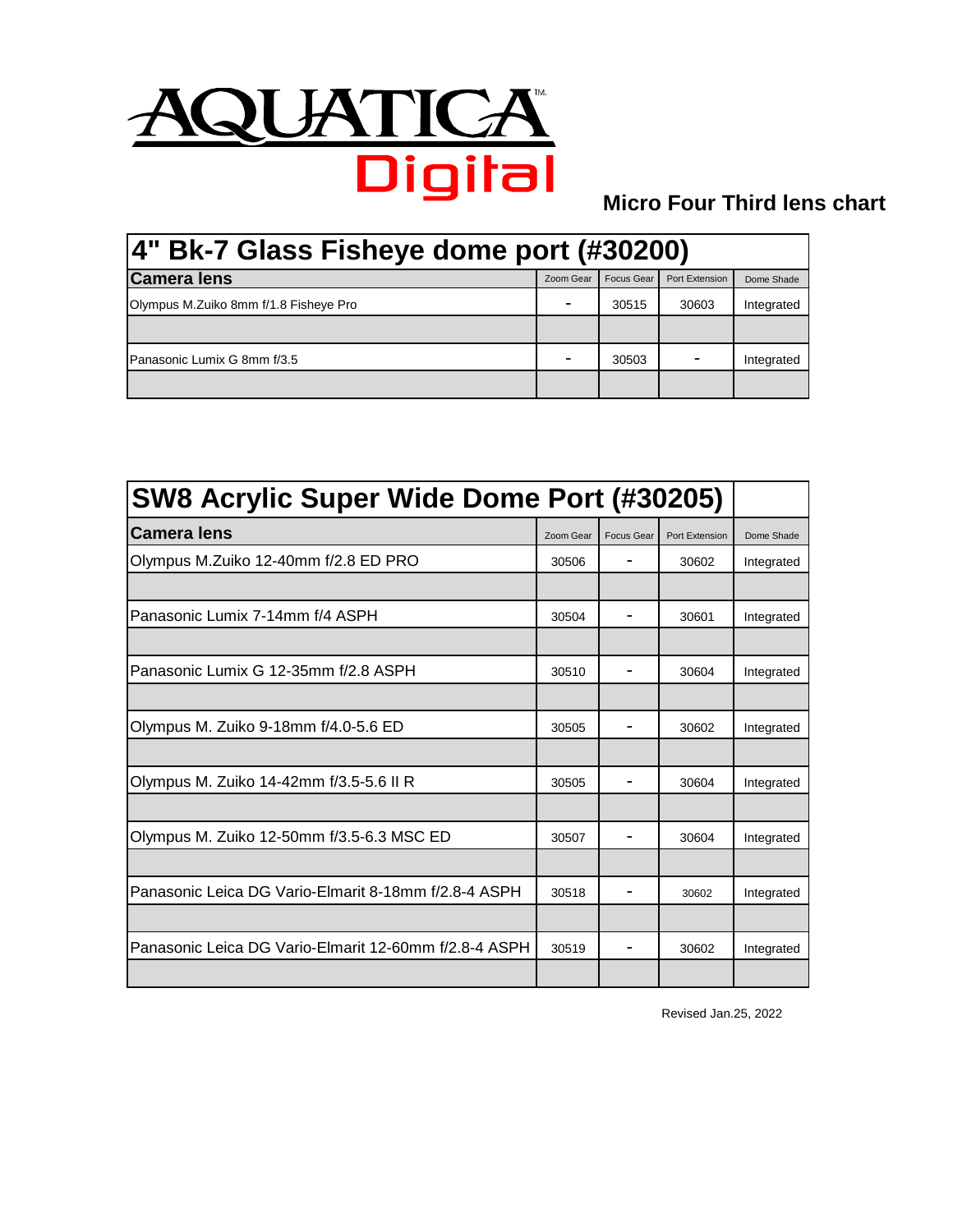# AQUATICA Digital

## Micro Four Third lens chart

| 4" Bk-7 Glass Fisheye dome port (#30200) | | | | |
|---|---|---|---|---|
| **Camera lens** | Zoom Gear | Focus Gear | Port Extension | Dome Shade |
| Olympus M.Zuiko 8mm f/1.8 Fisheye Pro | - | 30515 | 30603 | Integrated |
| | | | | |
| Panasonic Lumix G 8mm f/3.5 | - | 30503 | - | Integrated |
| | | | | |

| SW8 Acrylic Super Wide Dome Port (#30205) | | | | |
|---|---|---|---|---|
| **Camera lens** | Zoom Gear | Focus Gear | Port Extension | Dome Shade |
| Olympus M.Zuiko 12-40mm f/2.8 ED PRO | 30506 | - | 30602 | Integrated |
| | | | | |
| Panasonic Lumix 7-14mm f/4 ASPH | 30504 | - | 30601 | Integrated |
| | | | | |
| Panasonic Lumix G 12-35mm f/2.8 ASPH | 30510 | - | 30604 | Integrated |
| | | | | |
| Olympus M. Zuiko 9-18mm f/4.0-5.6 ED | 30505 | - | 30602 | Integrated |
| | | | | |
| Olympus M. Zuiko 14-42mm f/3.5-5.6 II R | 30505 | - | 30604 | Integrated |
| | | | | |
| Olympus M. Zuiko 12-50mm f/3.5-6.3 MSC ED | 30507 | - | 30604 | Integrated |
| | | | | |
| Panasonic Leica DG Vario-Elmarit 8-18mm f/2.8-4 ASPH | 30518 | - | 30602 | Integrated |
| | | | | |
| Panasonic Leica DG Vario-Elmarit 12-60mm f/2.8-4 ASPH | 30519 | - | 30602 | Integrated |
| | | | | |

Revised Jan.25, 2022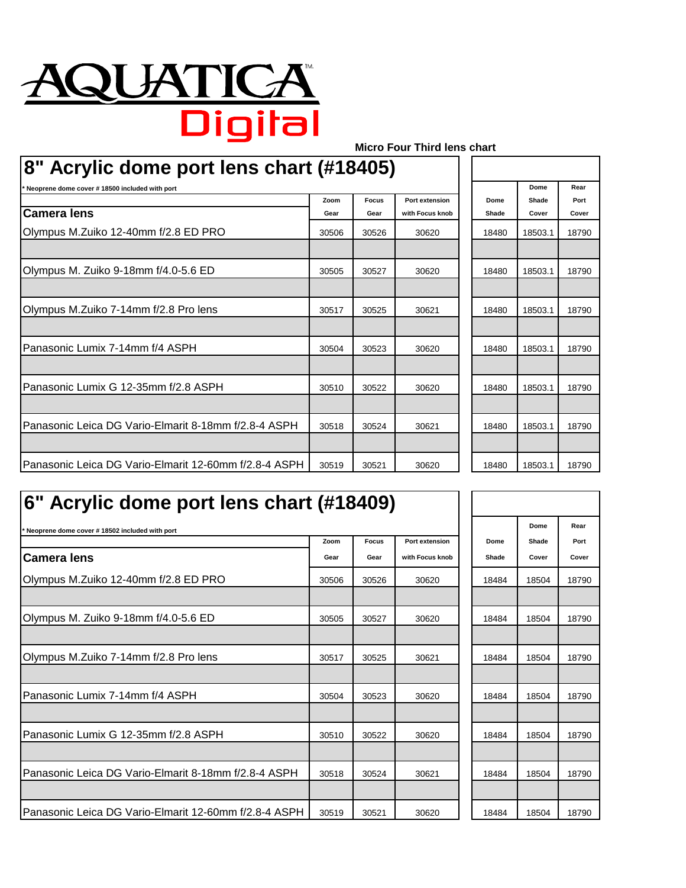# AQUATICA Digital

**Micro Four Third lens chart**

## 8" Acrylic dome port lens chart (#18405)

\* Neoprene dome cover # 18500 included with port

| Camera lens | Zoom Gear | Focus Gear | Port extension with Focus knob | Dome Shade | Dome Shade Cover | Rear Port Cover |
|---|---|---|---|---|---|---|
| Olympus M.Zuiko 12-40mm f/2.8 ED PRO | 30506 | 30526 | 30620 | 18480 | 18503.1 | 18790 |
| Olympus M. Zuiko 9-18mm f/4.0-5.6 ED | 30505 | 30527 | 30620 | 18480 | 18503.1 | 18790 |
| Olympus M.Zuiko 7-14mm f/2.8 Pro lens | 30517 | 30525 | 30621 | 18480 | 18503.1 | 18790 |
| Panasonic Lumix 7-14mm f/4 ASPH | 30504 | 30523 | 30620 | 18480 | 18503.1 | 18790 |
| Panasonic Lumix G 12-35mm f/2.8 ASPH | 30510 | 30522 | 30620 | 18480 | 18503.1 | 18790 |
| Panasonic Leica DG Vario-Elmarit 8-18mm f/2.8-4 ASPH | 30518 | 30524 | 30621 | 18480 | 18503.1 | 18790 |
| Panasonic Leica DG Vario-Elmarit 12-60mm f/2.8-4 ASPH | 30519 | 30521 | 30620 | 18480 | 18503.1 | 18790 |

## 6" Acrylic dome port lens chart (#18409)

\* Neoprene dome cover # 18502 included with port

| Camera lens | Zoom Gear | Focus Gear | Port extension with Focus knob | Dome Shade | Dome Shade Cover | Rear Port Cover |
|---|---|---|---|---|---|---|
| Olympus M.Zuiko 12-40mm f/2.8 ED PRO | 30506 | 30526 | 30620 | 18484 | 18504 | 18790 |
| Olympus M. Zuiko 9-18mm f/4.0-5.6 ED | 30505 | 30527 | 30620 | 18484 | 18504 | 18790 |
| Olympus M.Zuiko 7-14mm f/2.8 Pro lens | 30517 | 30525 | 30621 | 18484 | 18504 | 18790 |
| Panasonic Lumix 7-14mm f/4 ASPH | 30504 | 30523 | 30620 | 18484 | 18504 | 18790 |
| Panasonic Lumix G 12-35mm f/2.8 ASPH | 30510 | 30522 | 30620 | 18484 | 18504 | 18790 |
| Panasonic Leica DG Vario-Elmarit 8-18mm f/2.8-4 ASPH | 30518 | 30524 | 30621 | 18484 | 18504 | 18790 |
| Panasonic Leica DG Vario-Elmarit 12-60mm f/2.8-4 ASPH | 30519 | 30521 | 30620 | 18484 | 18504 | 18790 |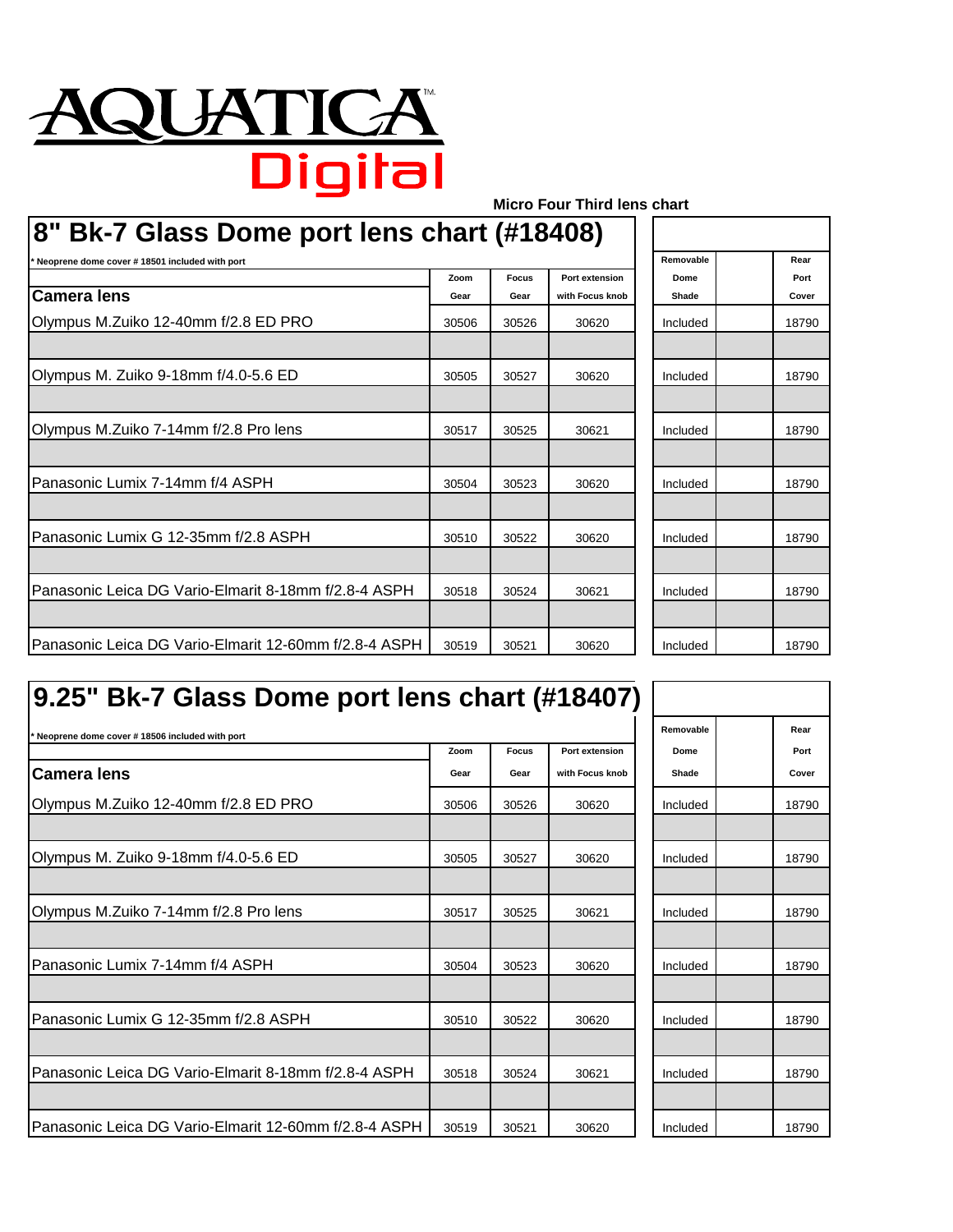# AQUATICA Digital

**Micro Four Third lens chart**

## 8" Bk-7 Glass Dome port lens chart (#18408)

* Neoprene dome cover # 18501 included with port

| Camera lens | Zoom Gear | Focus Gear | Port extension with Focus knob | Removable Dome Shade | | Rear Port Cover |
|---|---|---|---|---|---|---|
| Olympus M.Zuiko 12-40mm f/2.8 ED PRO | 30506 | 30526 | 30620 | Included | | 18790 |
| Olympus M. Zuiko 9-18mm f/4.0-5.6 ED | 30505 | 30527 | 30620 | Included | | 18790 |
| Olympus M.Zuiko 7-14mm f/2.8 Pro lens | 30517 | 30525 | 30621 | Included | | 18790 |
| Panasonic Lumix 7-14mm f/4 ASPH | 30504 | 30523 | 30620 | Included | | 18790 |
| Panasonic Lumix G 12-35mm f/2.8 ASPH | 30510 | 30522 | 30620 | Included | | 18790 |
| Panasonic Leica DG Vario-Elmarit 8-18mm f/2.8-4 ASPH | 30518 | 30524 | 30621 | Included | | 18790 |
| Panasonic Leica DG Vario-Elmarit 12-60mm f/2.8-4 ASPH | 30519 | 30521 | 30620 | Included | | 18790 |

## 9.25" Bk-7 Glass Dome port lens chart (#18407)

* Neoprene dome cover # 18506 included with port

| Camera lens | Zoom Gear | Focus Gear | Port extension with Focus knob | Removable Dome Shade | | Rear Port Cover |
|---|---|---|---|---|---|---|
| Olympus M.Zuiko 12-40mm f/2.8 ED PRO | 30506 | 30526 | 30620 | Included | | 18790 |
| Olympus M. Zuiko 9-18mm f/4.0-5.6 ED | 30505 | 30527 | 30620 | Included | | 18790 |
| Olympus M.Zuiko 7-14mm f/2.8 Pro lens | 30517 | 30525 | 30621 | Included | | 18790 |
| Panasonic Lumix 7-14mm f/4 ASPH | 30504 | 30523 | 30620 | Included | | 18790 |
| Panasonic Lumix G 12-35mm f/2.8 ASPH | 30510 | 30522 | 30620 | Included | | 18790 |
| Panasonic Leica DG Vario-Elmarit 8-18mm f/2.8-4 ASPH | 30518 | 30524 | 30621 | Included | | 18790 |
| Panasonic Leica DG Vario-Elmarit 12-60mm f/2.8-4 ASPH | 30519 | 30521 | 30620 | Included | | 18790 |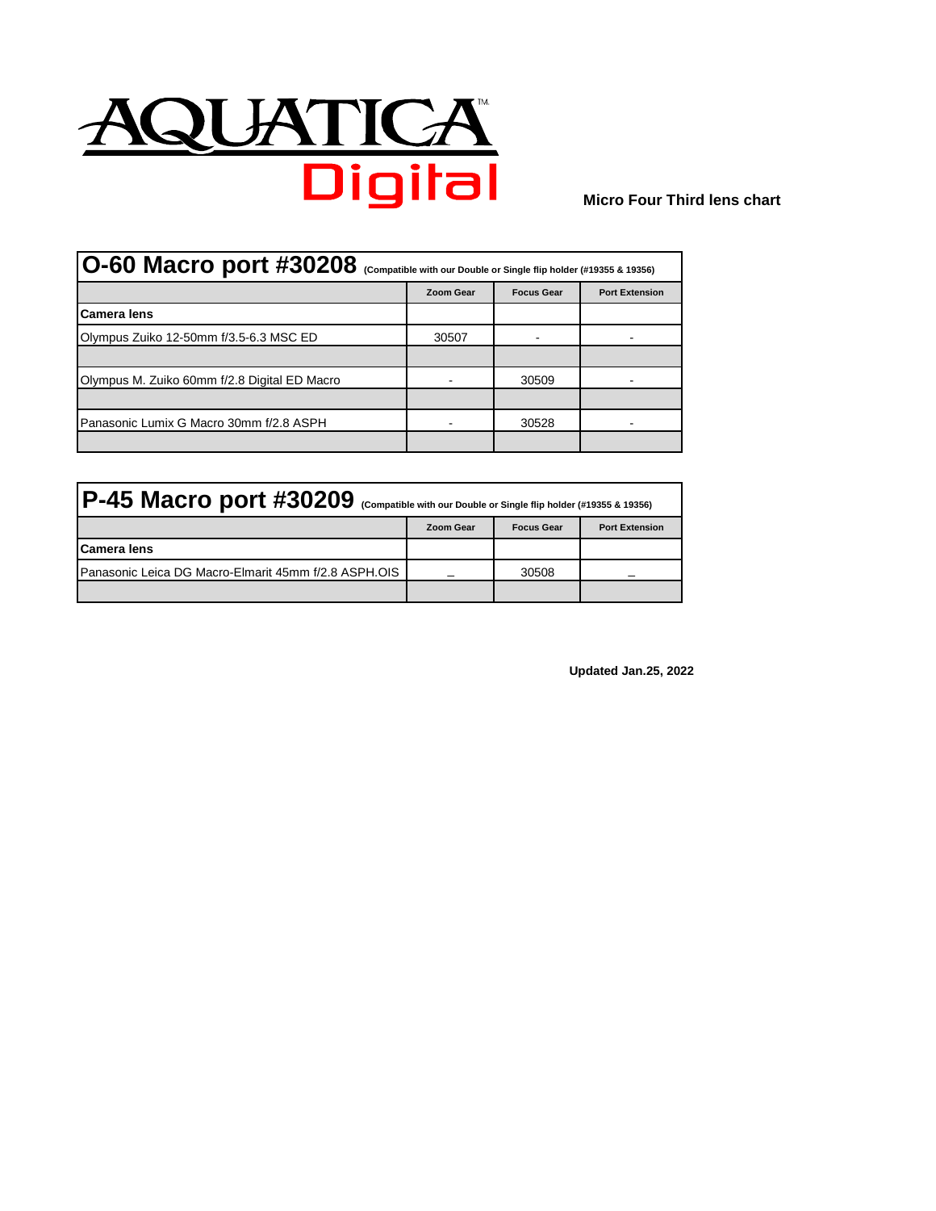AQUATICA™ Digital

**Micro Four Third lens chart**

## O-60 Macro port #30208 (Compatible with our Double or Single flip holder (#19355 & 19356)

| | Zoom Gear | Focus Gear | Port Extension |
|---|---|---|---|
| **Camera lens** | | | |
| Olympus Zuiko 12-50mm f/3.5-6.3 MSC ED | 30507 | - | - |
| | | | |
| Olympus M. Zuiko 60mm f/2.8 Digital ED Macro | - | 30509 | - |
| | | | |
| Panasonic Lumix G Macro 30mm f/2.8 ASPH | - | 30528 | - |
| | | | |

## P-45 Macro port #30209 (Compatible with our Double or Single flip holder (#19355 & 19356)

| | Zoom Gear | Focus Gear | Port Extension |
|---|---|---|---|
| **Camera lens** | | | |
| Panasonic Leica DG Macro-Elmarit 45mm f/2.8 ASPH.OIS | _ | 30508 | _ |
| | | | |

**Updated Jan.25, 2022**